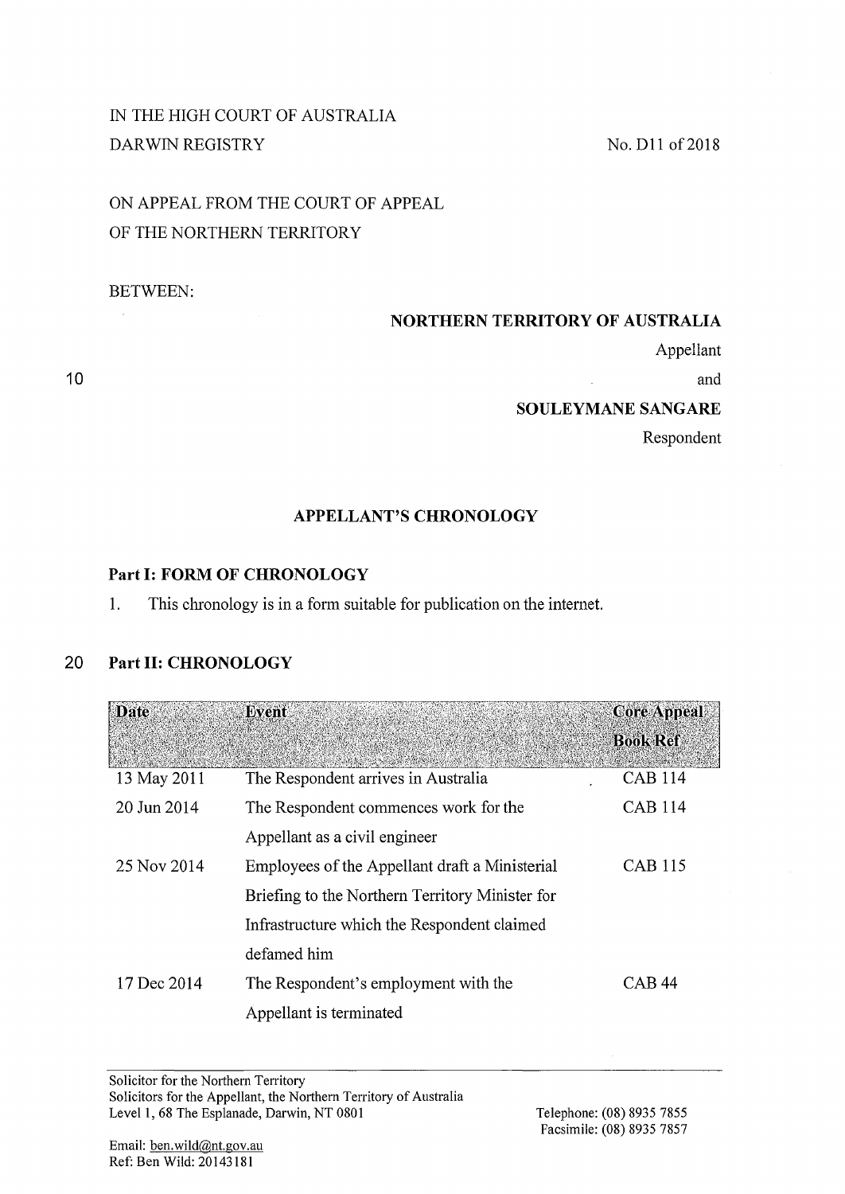IN THE HIGH COURT OF AUSTRALIA
DARWIN REGISTRY

No. D11 of 2018

ON APPEAL FROM THE COURT OF APPEAL
OF THE NORTHERN TERRITORY

BETWEEN:

**NORTHERN TERRITORY OF AUSTRALIA**

Appellant

and

**SOULEYMANE SANGARE**

Respondent

## APPELLANT'S CHRONOLOGY

### Part I: FORM OF CHRONOLOGY

1. This chronology is in a form suitable for publication on the internet.

### Part II: CHRONOLOGY

| Date | Event | Core Appeal Book Ref |
|---|---|---|
| 13 May 2011 | The Respondent arrives in Australia | CAB 114 |
| 20 Jun 2014 | The Respondent commences work for the Appellant as a civil engineer | CAB 114 |
| 25 Nov 2014 | Employees of the Appellant draft a Ministerial Briefing to the Northern Territory Minister for Infrastructure which the Respondent claimed defamed him | CAB 115 |
| 17 Dec 2014 | The Respondent's employment with the Appellant is terminated | CAB 44 |

Solicitor for the Northern Territory
Solicitors for the Appellant, the Northern Territory of Australia
Level 1, 68 The Esplanade, Darwin, NT 0801

Telephone: (08) 8935 7855
Facsimile: (08) 8935 7857

Email: ben.wild@nt.gov.au
Ref: Ben Wild: 20143181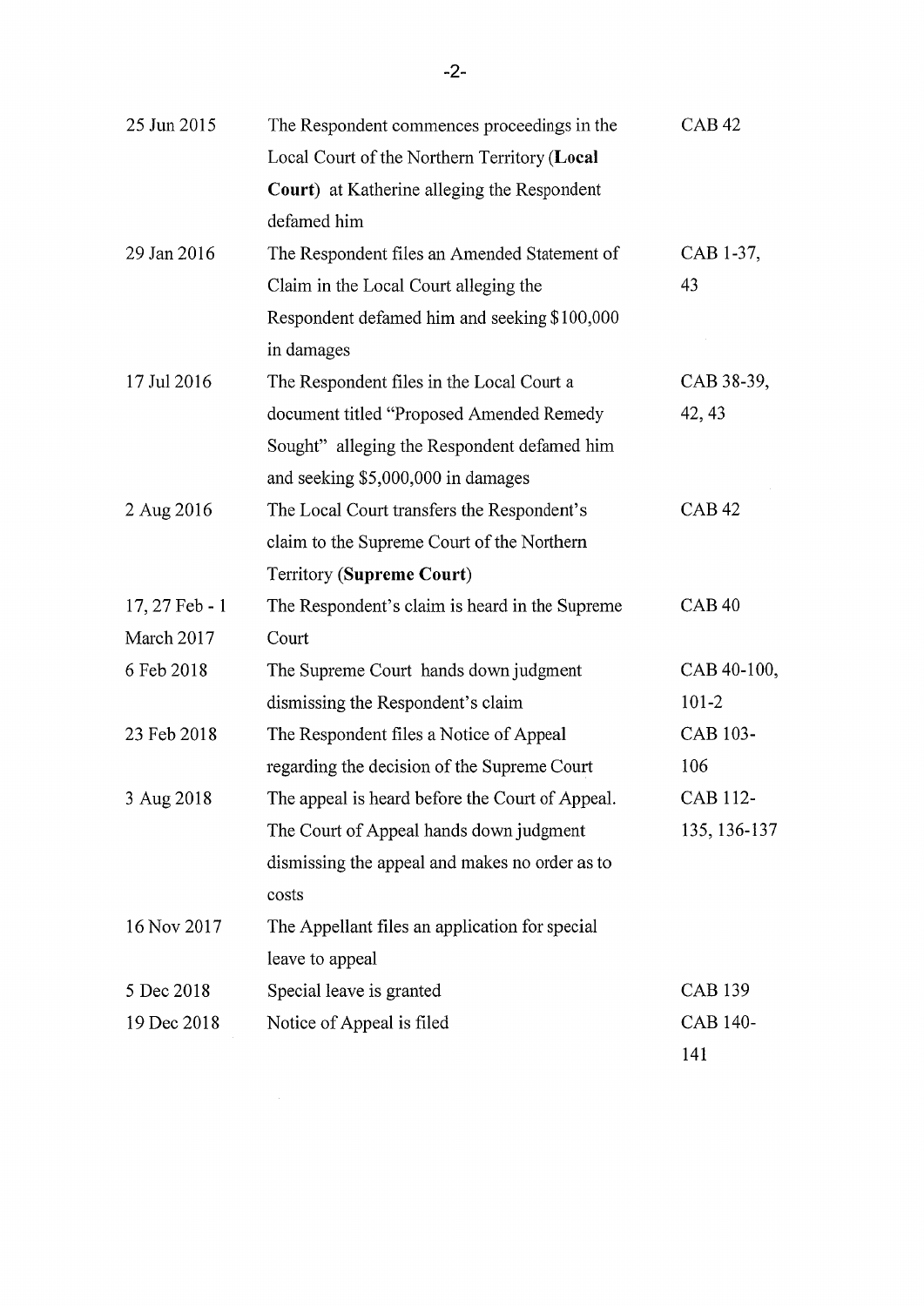| | | |
|---|---|---|
| 25 Jun 2015 | The Respondent commences proceedings in the Local Court of the Northern Territory (**Local Court**) at Katherine alleging the Respondent defamed him | CAB 42 |
| 29 Jan 2016 | The Respondent files an Amended Statement of Claim in the Local Court alleging the Respondent defamed him and seeking $100,000 in damages | CAB 1-37, 43 |
| 17 Jul 2016 | The Respondent files in the Local Court a document titled "Proposed Amended Remedy Sought" alleging the Respondent defamed him and seeking $5,000,000 in damages | CAB 38-39, 42, 43 |
| 2 Aug 2016 | The Local Court transfers the Respondent's claim to the Supreme Court of the Northern Territory (**Supreme Court**) | CAB 42 |
| 17, 27 Feb - 1 March 2017 | The Respondent's claim is heard in the Supreme Court | CAB 40 |
| 6 Feb 2018 | The Supreme Court hands down judgment dismissing the Respondent's claim | CAB 40-100, 101-2 |
| 23 Feb 2018 | The Respondent files a Notice of Appeal regarding the decision of the Supreme Court | CAB 103-106 |
| 3 Aug 2018 | The appeal is heard before the Court of Appeal. The Court of Appeal hands down judgment dismissing the appeal and makes no order as to costs | CAB 112-135, 136-137 |
| 16 Nov 2017 | The Appellant files an application for special leave to appeal | |
| 5 Dec 2018 | Special leave is granted | CAB 139 |
| 19 Dec 2018 | Notice of Appeal is filed | CAB 140-141 |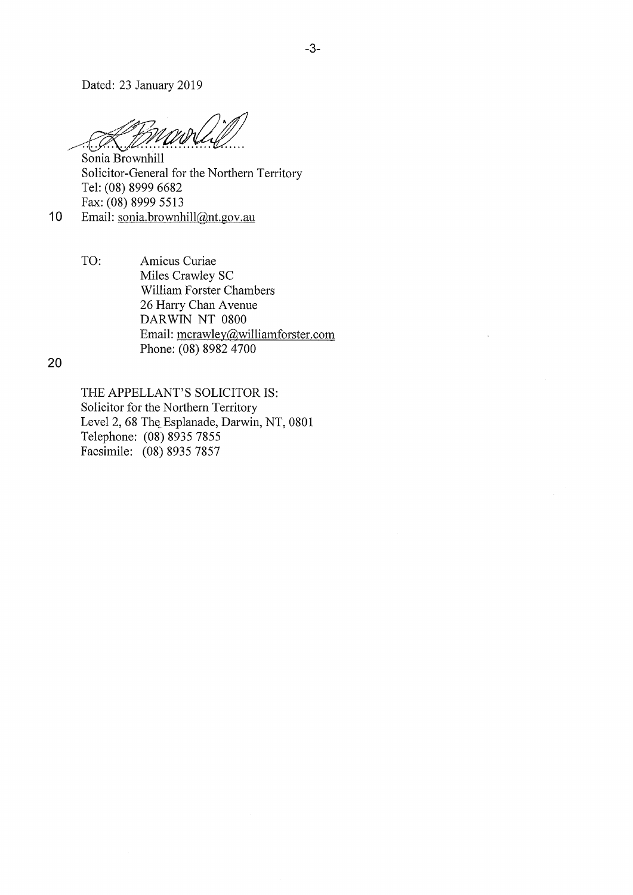Dated: 23 January 2019

Sonia Brownhill
Solicitor-General for the Northern Territory
Tel: (08) 8999 6682
Fax: (08) 8999 5513
Email: sonia.brownhill@nt.gov.au

TO: Amicus Curiae
Miles Crawley SC
William Forster Chambers
26 Harry Chan Avenue
DARWIN NT 0800
Email: mcrawley@williamforster.com
Phone: (08) 8982 4700

THE APPELLANT'S SOLICITOR IS:
Solicitor for the Northern Territory
Level 2, 68 The Esplanade, Darwin, NT, 0801
Telephone: (08) 8935 7855
Facsimile: (08) 8935 7857